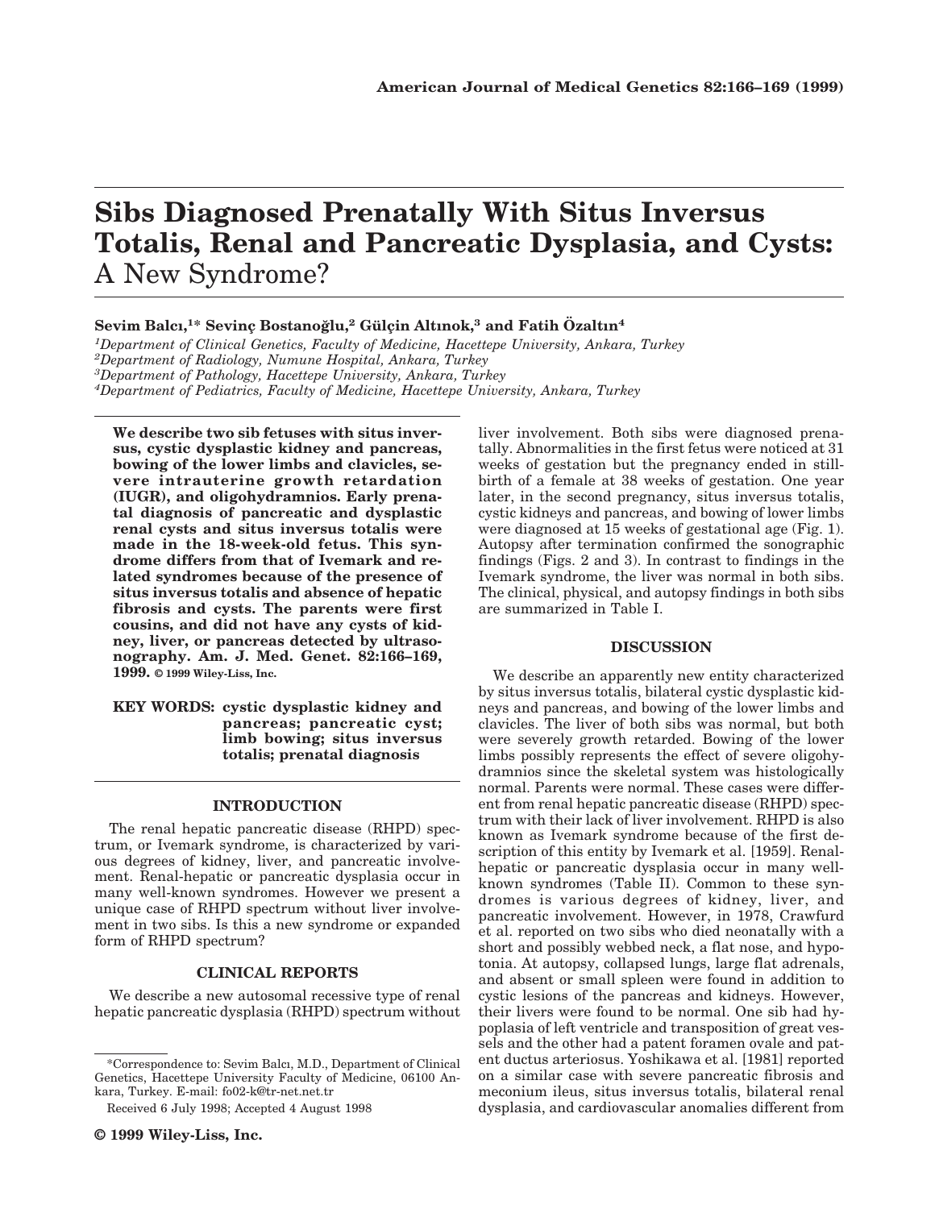# Sibs Diagnosed Prenatally With Situs Inversus Totalis, Renal and Pancreatic Dysplasia, and Cysts: A New Syndrome?

**Sevim Balcı,[1]* Sevinç Bostanoğlu,[2] Gülçin Altınok,[3] and Fatih Özaltın[4]**

[1]*Department of Clinical Genetics, Faculty of Medicine, Hacettepe University, Ankara, Turkey*
[2]*Department of Radiology, Numune Hospital, Ankara, Turkey*
[3]*Department of Pathology, Hacettepe University, Ankara, Turkey*
[4]*Department of Pediatrics, Faculty of Medicine, Hacettepe University, Ankara, Turkey*

**We describe two sib fetuses with situs inversus, cystic dysplastic kidney and pancreas, bowing of the lower limbs and clavicles, severe intrauterine growth retardation (IUGR), and oligohydramnios. Early prenatal diagnosis of pancreatic and dysplastic renal cysts and situs inversus totalis were made in the 18-week-old fetus. This syndrome differs from that of Ivemark and related syndromes because of the presence of situs inversus totalis and absence of hepatic fibrosis and cysts. The parents were first cousins, and did not have any cysts of kidney, liver, or pancreas detected by ultrasonography. Am. J. Med. Genet. 82:166–169, 1999.** © 1999 Wiley-Liss, Inc.

**KEY WORDS: cystic dysplastic kidney and pancreas; pancreatic cyst; limb bowing; situs inversus totalis; prenatal diagnosis**

## INTRODUCTION

The renal hepatic pancreatic disease (RHPD) spectrum, or Ivemark syndrome, is characterized by various degrees of kidney, liver, and pancreatic involvement. Renal-hepatic or pancreatic dysplasia occur in many well-known syndromes. However we present a unique case of RHPD spectrum without liver involvement in two sibs. Is this a new syndrome or expanded form of RHPD spectrum?

## CLINICAL REPORTS

We describe a new autosomal recessive type of renal hepatic pancreatic dysplasia (RHPD) spectrum without liver involvement. Both sibs were diagnosed prenatally. Abnormalities in the first fetus were noticed at 31 weeks of gestation but the pregnancy ended in stillbirth of a female at 38 weeks of gestation. One year later, in the second pregnancy, situs inversus totalis, cystic kidneys and pancreas, and bowing of lower limbs were diagnosed at 15 weeks of gestational age (Fig. 1). Autopsy after termination confirmed the sonographic findings (Figs. 2 and 3). In contrast to findings in the Ivemark syndrome, the liver was normal in both sibs. The clinical, physical, and autopsy findings in both sibs are summarized in Table I.

## DISCUSSION

We describe an apparently new entity characterized by situs inversus totalis, bilateral cystic dysplastic kidneys and pancreas, and bowing of the lower limbs and clavicles. The liver of both sibs was normal, but both were severely growth retarded. Bowing of the lower limbs possibly represents the effect of severe oligohydramnios since the skeletal system was histologically normal. Parents were normal. These cases were different from renal hepatic pancreatic disease (RHPD) spectrum with their lack of liver involvement. RHPD is also known as Ivemark syndrome because of the first description of this entity by Ivemark et al. [1959]. Renal-hepatic or pancreatic dysplasia occur in many well-known syndromes (Table II). Common to these syndromes is various degrees of kidney, liver, and pancreatic involvement. However, in 1978, Crawfurd et al. reported on two sibs who died neonatally with a short and possibly webbed neck, a flat nose, and hypotonia. At autopsy, collapsed lungs, large flat adrenals, and absent or small spleen were found in addition to cystic lesions of the pancreas and kidneys. However, their livers were found to be normal. One sib had hypoplasia of left ventricle and transposition of great vessels and the other had a patent foramen ovale and patent ductus arteriosus. Yoshikawa et al. [1981] reported on a similar case with severe pancreatic fibrosis and meconium ileus, situs inversus totalis, bilateral renal dysplasia, and cardiovascular anomalies different from

*Correspondence to: Sevim Balcı, M.D., Department of Clinical Genetics, Hacettepe University Faculty of Medicine, 06100 Ankara, Turkey. E-mail: fo02-k@tr-net.net.tr

Received 6 July 1998; Accepted 4 August 1998

© 1999 Wiley-Liss, Inc.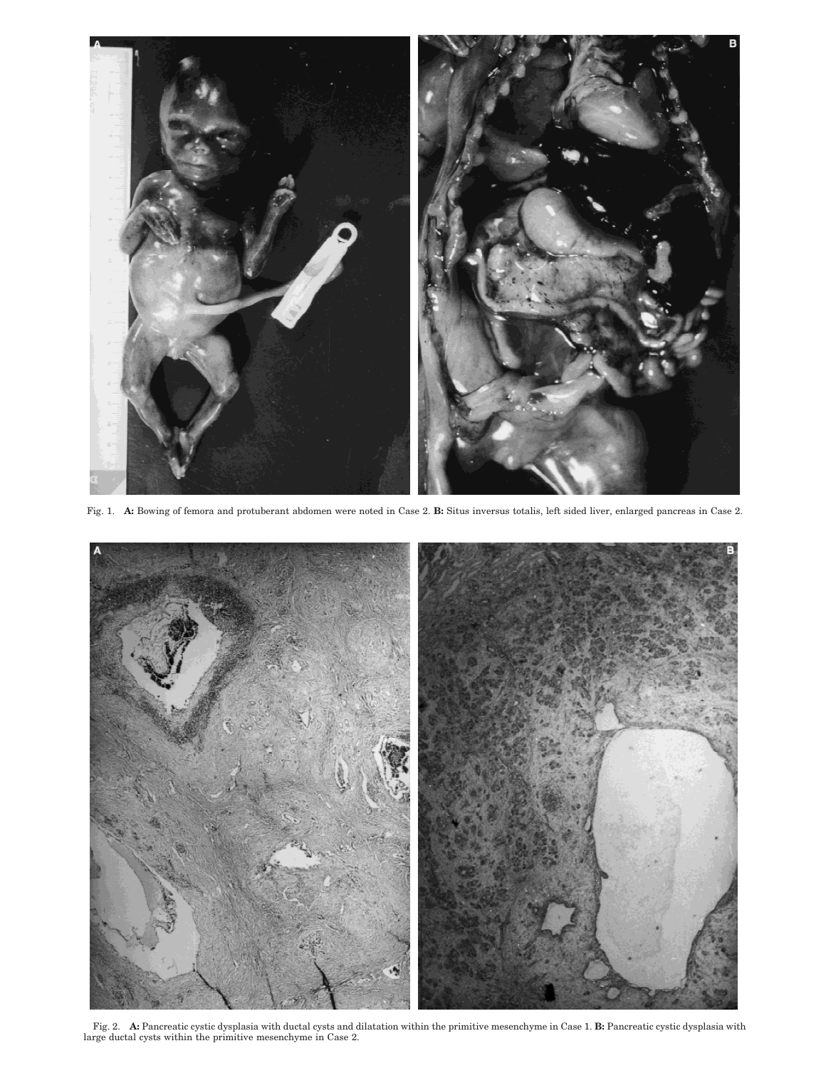Fig. 1. **A:** Bowing of femora and protuberant abdomen were noted in Case 2. **B:** Situs inversus totalis, left sided liver, enlarged pancreas in Case 2.

Fig. 2. **A:** Pancreatic cystic dysplasia with ductal cysts and dilatation within the primitive mesenchyme in Case 1. **B:** Pancreatic cystic dysplasia with large ductal cysts within the primitive mesenchyme in Case 2.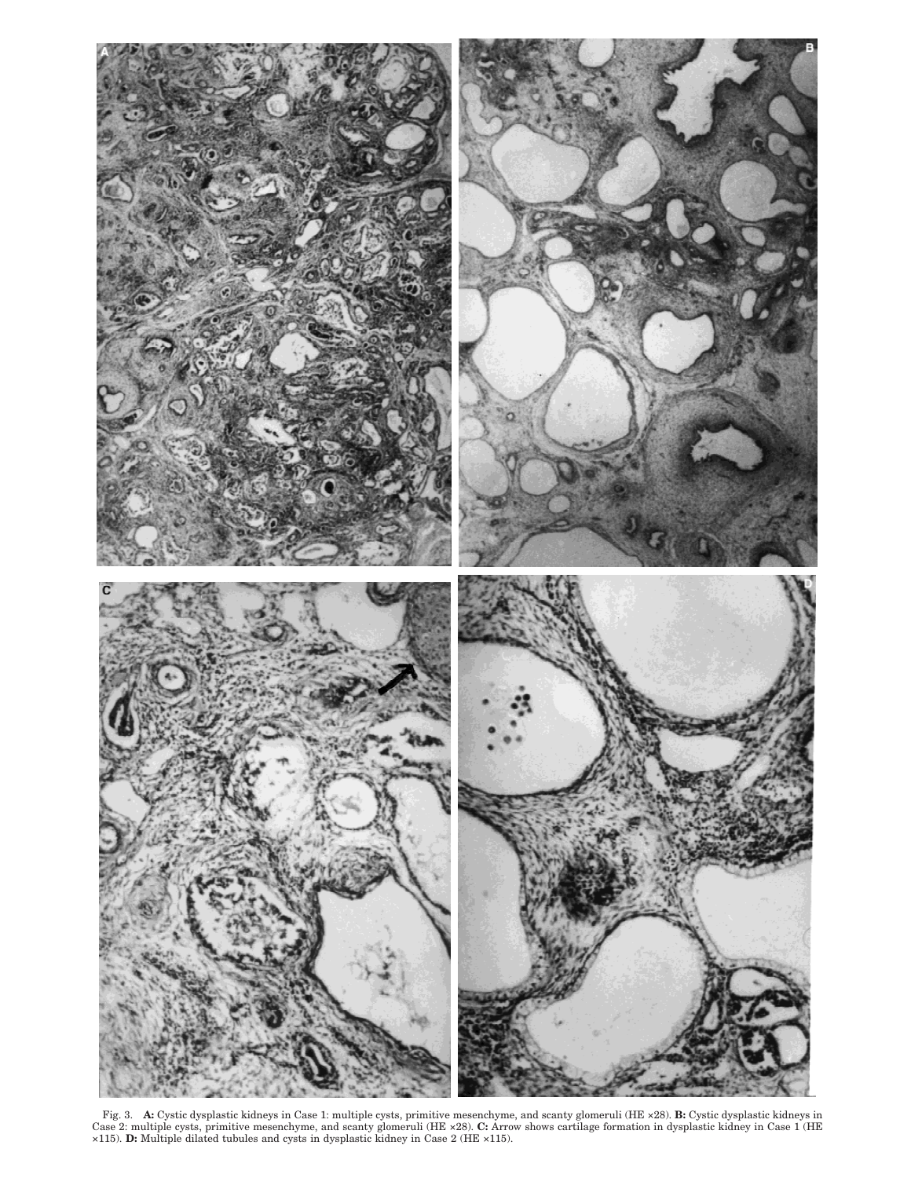Fig. 3. **A:** Cystic dysplastic kidneys in Case 1: multiple cysts, primitive mesenchyme, and scanty glomeruli (HE ×28). **B:** Cystic dysplastic kidneys in Case 2: multiple cysts, primitive mesenchyme, and scanty glomeruli (HE ×28). **C:** Arrow shows cartilage formation in dysplastic kidney in Case 1 (HE ×115). **D:** Multiple dilated tubules and cysts in dysplastic kidney in Case 2 (HE ×115).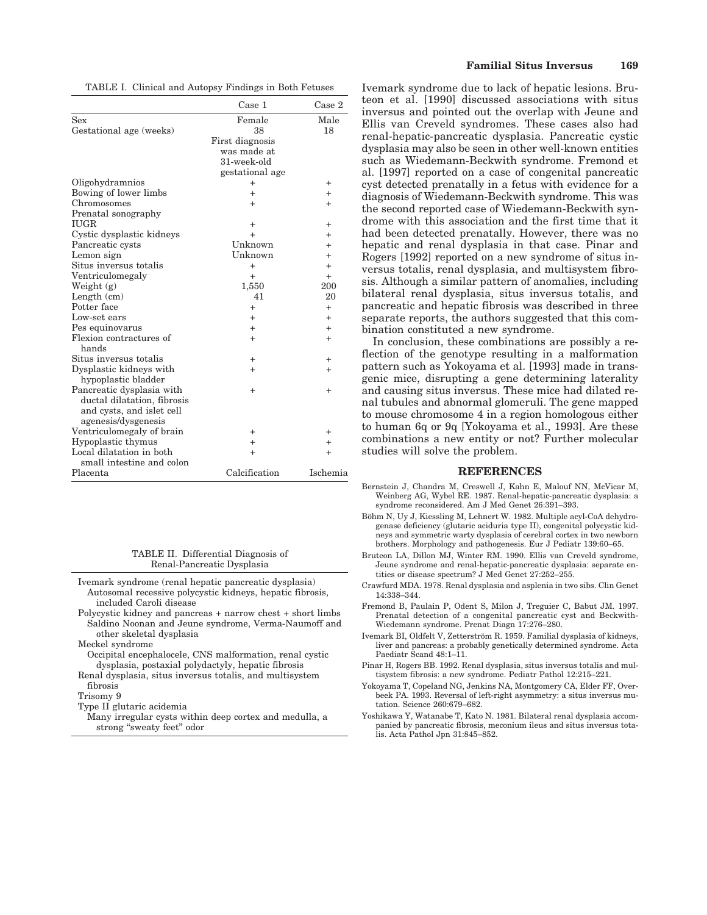TABLE I. Clinical and Autopsy Findings in Both Fetuses

| | Case 1 | Case 2 |
|---|---|---|
| Sex | Female | Male |
| Gestational age (weeks) | 38 First diagnosis was made at 31-week-old gestational age | 18 |
| Oligohydramnios | + | + |
| Bowing of lower limbs | + | + |
| Chromosomes | + | + |
| Prenatal sonography | | |
| IUGR | + | + |
| Cystic dysplastic kidneys | + | + |
| Pancreatic cysts | Unknown | + |
| Lemon sign | Unknown | + |
| Situs inversus totalis | + | + |
| Ventriculomegaly | + | + |
| Weight (g) | 1,550 | 200 |
| Length (cm) | 41 | 20 |
| Potter face | + | + |
| Low-set ears | + | + |
| Pes equinovarus | + | + |
| Flexion contractures of hands | + | + |
| Situs inversus totalis | + | + |
| Dysplastic kidneys with hypoplastic bladder | + | + |
| Pancreatic dysplasia with ductal dilatation, fibrosis and cysts, and islet cell agenesis/dysgenesis | + | + |
| Ventriculomegaly of brain | + | + |
| Hypoplastic thymus | + | + |
| Local dilatation in both small intestine and colon | + | + |
| Placenta | Calcification | Ischemia |

TABLE II. Differential Diagnosis of Renal-Pancreatic Dysplasia

Ivemark syndrome (renal hepatic pancreatic dysplasia)
  Autosomal recessive polycystic kidneys, hepatic fibrosis, included Caroli disease
Polycystic kidney and pancreas + narrow chest + short limbs
  Saldino Noonan and Jeune syndrome, Verma-Naumoff and other skeletal dysplasia
Meckel syndrome
  Occipital encephalocele, CNS malformation, renal cystic dysplasia, postaxial polydactyly, hepatic fibrosis
Renal dysplasia, situs inversus totalis, and multisystem fibrosis
Trisomy 9
Type II glutaric acidemia
  Many irregular cysts within deep cortex and medulla, a strong "sweaty feet" odor

Ivemark syndrome due to lack of hepatic lesions. Bruteon et al. [1990] discussed associations with situs inversus and pointed out the overlap with Jeune and Ellis van Creveld syndromes. These cases also had renal-hepatic-pancreatic dysplasia. Pancreatic cystic dysplasia may also be seen in other well-known entities such as Wiedemann-Beckwith syndrome. Fremond et al. [1997] reported on a case of congenital pancreatic cyst detected prenatally in a fetus with evidence for a diagnosis of Wiedemann-Beckwith syndrome. This was the second reported case of Wiedemann-Beckwith syndrome with this association and the first time that it had been detected prenatally. However, there was no hepatic and renal dysplasia in that case. Pinar and Rogers [1992] reported on a new syndrome of situs inversus totalis, renal dysplasia, and multisystem fibrosis. Although a similar pattern of anomalies, including bilateral renal dysplasia, situs inversus totalis, and pancreatic and hepatic fibrosis was described in three separate reports, the authors suggested that this combination constituted a new syndrome.

In conclusion, these combinations are possibly a reflection of the genotype resulting in a malformation pattern such as Yokoyama et al. [1993] made in transgenic mice, disrupting a gene determining laterality and causing situs inversus. These mice had dilated renal tubules and abnormal glomeruli. The gene mapped to mouse chromosome 4 in a region homologous either to human 6q or 9q [Yokoyama et al., 1993]. Are these combinations a new entity or not? Further molecular studies will solve the problem.

## REFERENCES

Bernstein J, Chandra M, Creswell J, Kahn E, Malouf NN, McVicar M, Weinberg AG, Wybel RE. 1987. Renal-hepatic-pancreatic dysplasia: a syndrome reconsidered. Am J Med Genet 26:391–393.

Böhm N, Uy J, Kiessling M, Lehnert W. 1982. Multiple acyl-CoA dehydrogenase deficiency (glutaric aciduria type II), congenital polycystic kidneys and symmetric warty dysplasia of cerebral cortex in two newborn brothers. Morphology and pathogenesis. Eur J Pediatr 139:60–65.

Bruteon LA, Dillon MJ, Winter RM. 1990. Ellis van Creveld syndrome, Jeune syndrome and renal-hepatic-pancreatic dysplasia: separate entities or disease spectrum? J Med Genet 27:252–255.

Crawfurd MDA. 1978. Renal dysplasia and asplenia in two sibs. Clin Genet 14:338–344.

Fremond B, Paulain P, Odent S, Milon J, Treguier C, Babut JM. 1997. Prenatal detection of a congenital pancreatic cyst and Beckwith-Wiedemann syndrome. Prenat Diagn 17:276–280.

Ivemark BI, Oldfelt V, Zetterström R. 1959. Familial dysplasia of kidneys, liver and pancreas: a probably genetically determined syndrome. Acta Paediatr Scand 48:1–11.

Pinar H, Rogers BB. 1992. Renal dysplasia, situs inversus totalis and multisystem fibrosis: a new syndrome. Pediatr Pathol 12:215–221.

Yokoyama T, Copeland NG, Jenkins NA, Montgomery CA, Elder FF, Overbeek PA. 1993. Reversal of left-right asymmetry: a situs inversus mutation. Science 260:679–682.

Yoshikawa Y, Watanabe T, Kato N. 1981. Bilateral renal dysplasia accompanied by pancreatic fibrosis, meconium ileus and situs inversus totalis. Acta Pathol Jpn 31:845–852.